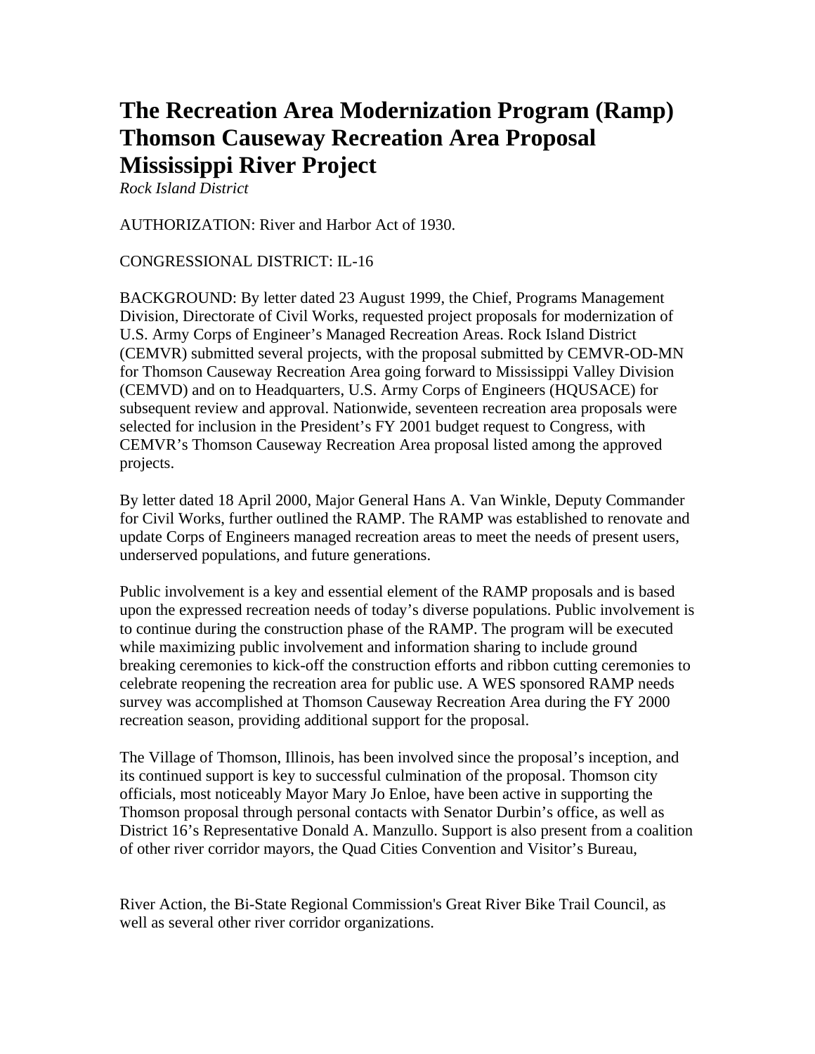# The Recreation Area Modernization Program (Ramp) Thomson Causeway Recreation Area Proposal Mississippi River Project

*Rock Island District*

AUTHORIZATION: River and Harbor Act of 1930.

CONGRESSIONAL DISTRICT: IL-16

BACKGROUND: By letter dated 23 August 1999, the Chief, Programs Management Division, Directorate of Civil Works, requested project proposals for modernization of U.S. Army Corps of Engineer's Managed Recreation Areas. Rock Island District (CEMVR) submitted several projects, with the proposal submitted by CEMVR-OD-MN for Thomson Causeway Recreation Area going forward to Mississippi Valley Division (CEMVD) and on to Headquarters, U.S. Army Corps of Engineers (HQUSACE) for subsequent review and approval. Nationwide, seventeen recreation area proposals were selected for inclusion in the President's FY 2001 budget request to Congress, with CEMVR's Thomson Causeway Recreation Area proposal listed among the approved projects.

By letter dated 18 April 2000, Major General Hans A. Van Winkle, Deputy Commander for Civil Works, further outlined the RAMP. The RAMP was established to renovate and update Corps of Engineers managed recreation areas to meet the needs of present users, underserved populations, and future generations.

Public involvement is a key and essential element of the RAMP proposals and is based upon the expressed recreation needs of today's diverse populations. Public involvement is to continue during the construction phase of the RAMP. The program will be executed while maximizing public involvement and information sharing to include ground breaking ceremonies to kick-off the construction efforts and ribbon cutting ceremonies to celebrate reopening the recreation area for public use. A WES sponsored RAMP needs survey was accomplished at Thomson Causeway Recreation Area during the FY 2000 recreation season, providing additional support for the proposal.

The Village of Thomson, Illinois, has been involved since the proposal's inception, and its continued support is key to successful culmination of the proposal. Thomson city officials, most noticeably Mayor Mary Jo Enloe, have been active in supporting the Thomson proposal through personal contacts with Senator Durbin's office, as well as District 16's Representative Donald A. Manzullo. Support is also present from a coalition of other river corridor mayors, the Quad Cities Convention and Visitor's Bureau, River Action, the Bi-State Regional Commission's Great River Bike Trail Council, as well as several other river corridor organizations.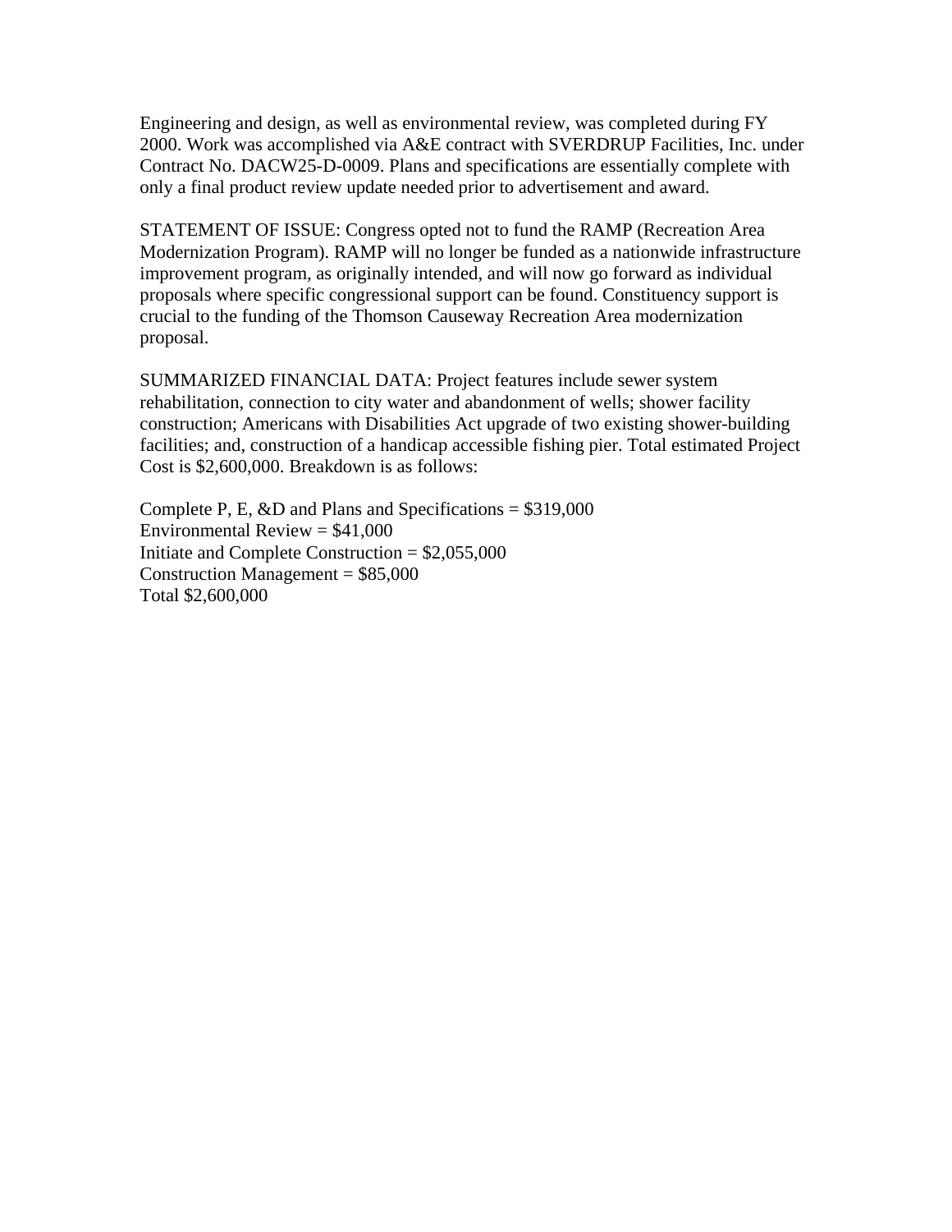Engineering and design, as well as environmental review, was completed during FY 2000. Work was accomplished via A&E contract with SVERDRUP Facilities, Inc. under Contract No. DACW25-D-0009. Plans and specifications are essentially complete with only a final product review update needed prior to advertisement and award.

STATEMENT OF ISSUE: Congress opted not to fund the RAMP (Recreation Area Modernization Program). RAMP will no longer be funded as a nationwide infrastructure improvement program, as originally intended, and will now go forward as individual proposals where specific congressional support can be found. Constituency support is crucial to the funding of the Thomson Causeway Recreation Area modernization proposal.

SUMMARIZED FINANCIAL DATA: Project features include sewer system rehabilitation, connection to city water and abandonment of wells; shower facility construction; Americans with Disabilities Act upgrade of two existing shower-building facilities; and, construction of a handicap accessible fishing pier. Total estimated Project Cost is $2,600,000. Breakdown is as follows:

Complete P, E, &D and Plans and Specifications = $319,000
Environmental Review = $41,000
Initiate and Complete Construction = $2,055,000
Construction Management = $85,000
Total $2,600,000